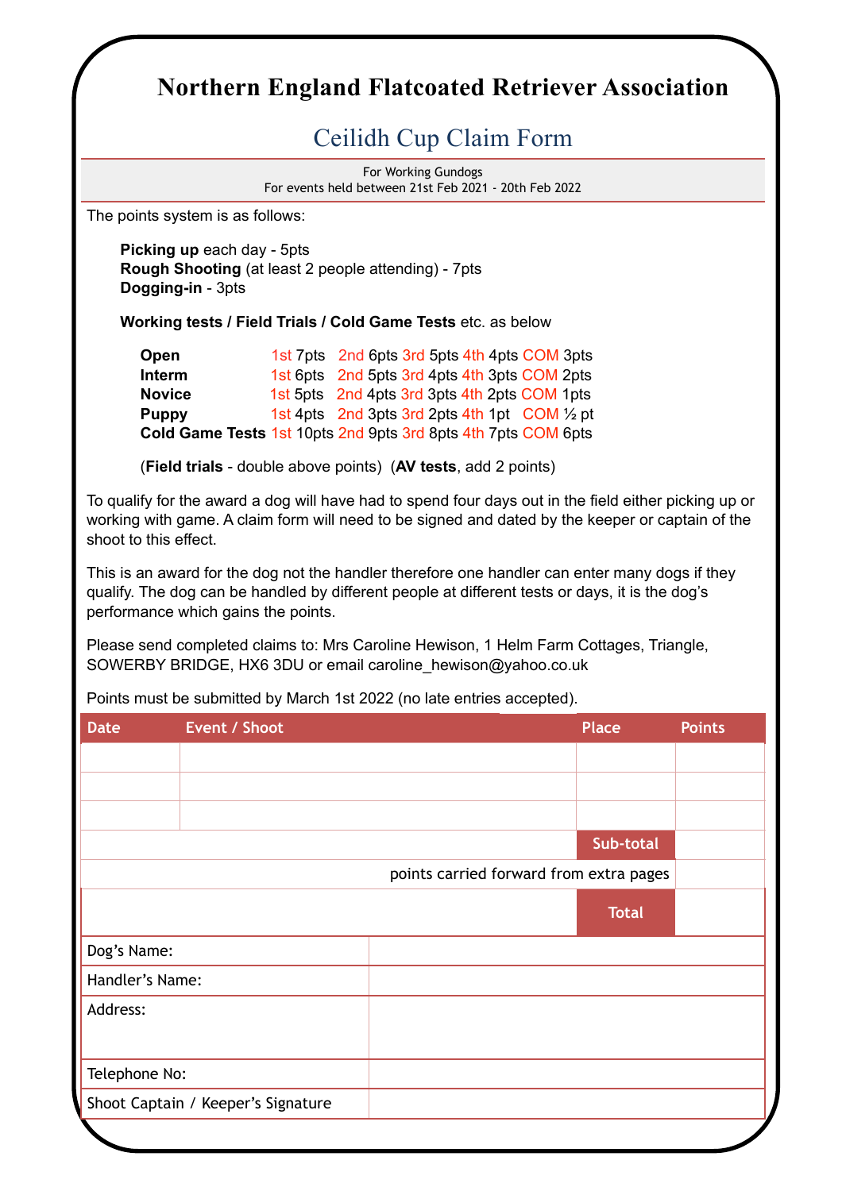# Northern England Flatcoated Retriever Association

## Ceilidh Cup Claim Form

For Working Gundogs
For events held between 21st Feb 2021 - 20th Feb 2022

The points system is as follows:

**Picking up** each day - 5pts
**Rough Shooting** (at least 2 people attending) - 7pts
**Dogging-in** - 3pts

**Working tests / Field Trials / Cold Game Tests** etc. as below

| | | | | | |
|---|---|---|---|---|---|
| **Open** | 1st 7pts | 2nd 6pts | 3rd 5pts | 4th 4pts | COM 3pts |
| **Interm** | 1st 6pts | 2nd 5pts | 3rd 4pts | 4th 3pts | COM 2pts |
| **Novice** | 1st 5pts | 2nd 4pts | 3rd 3pts | 4th 2pts | COM 1pts |
| **Puppy** | 1st 4pts | 2nd 3pts | 3rd 2pts | 4th 1pt | COM ½ pt |
| **Cold Game Tests** | 1st 10pts | 2nd 9pts | 3rd 8pts | 4th 7pts | COM 6pts |

(**Field trials** - double above points) (**AV tests**, add 2 points)

To qualify for the award a dog will have had to spend four days out in the field either picking up or working with game. A claim form will need to be signed and dated by the keeper or captain of the shoot to this effect.

This is an award for the dog not the handler therefore one handler can enter many dogs if they qualify. The dog can be handled by different people at different tests or days, it is the dog's performance which gains the points.

Please send completed claims to: Mrs Caroline Hewison, 1 Helm Farm Cottages, Triangle, SOWERBY BRIDGE, HX6 3DU or email caroline_hewison@yahoo.co.uk

Points must be submitted by March 1st 2022 (no late entries accepted).

| Date | Event / Shoot | Place | Points |
|---|---|---|---|
| | | | |
| | | | |
| | | | |
| | | Sub-total | |
| | points carried forward from extra pages | | |
| | | Total | |

| | |
|---|---|
| Dog's Name: | |
| Handler's Name: | |
| Address: | |
| Telephone No: | |
| Shoot Captain / Keeper's Signature | |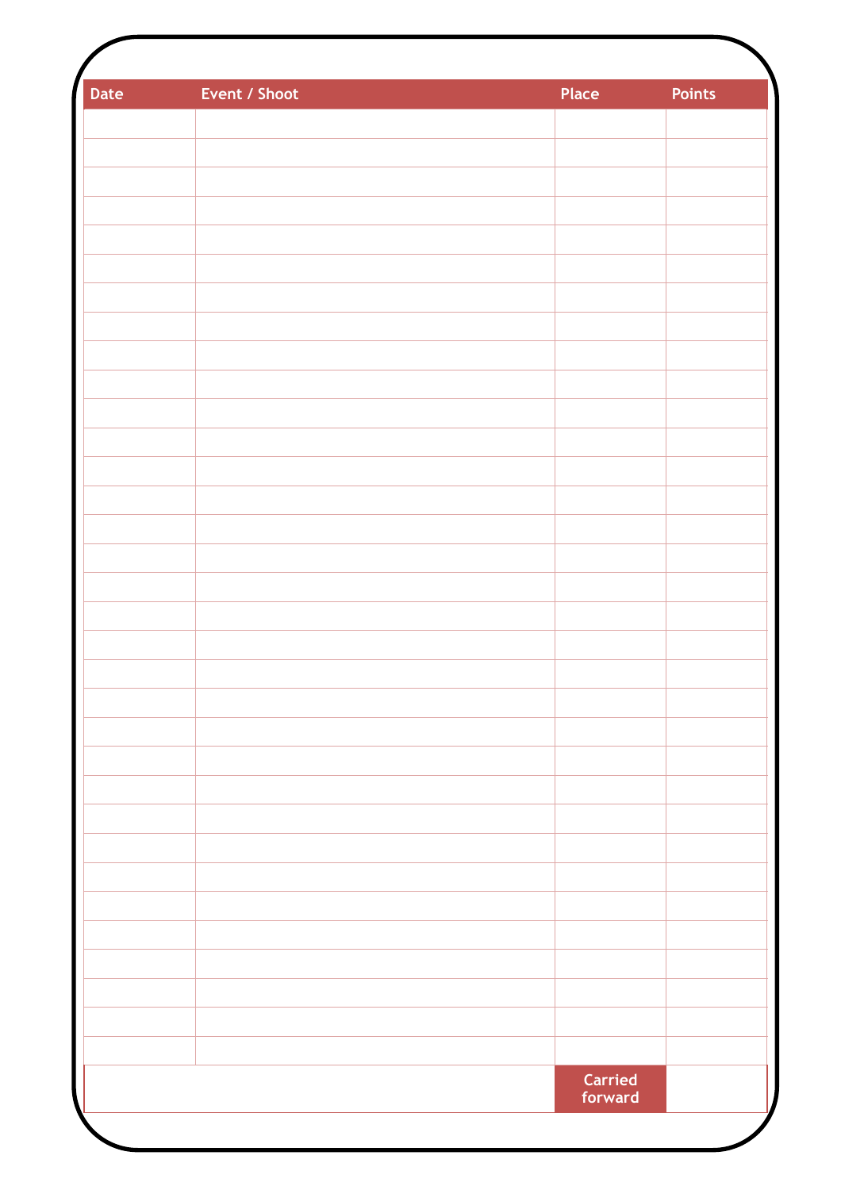| Date | Event / Shoot | Place | Points |
| --- | --- | --- | --- |
| | | | |
| | | | |
| | | | |
| | | | |
| | | | |
| | | | |
| | | | |
| | | | |
| | | | |
| | | | |
| | | | |
| | | | |
| | | | |
| | | | |
| | | | |
| | | | |
| | | | |
| | | | |
| | | | |
| | | | |
| | | | |
| | | | |
| | | | |
| | | | |
| | | | |
| | | | |
| | | | |
| | | | |
| | | | |
| | | | |
| | | | |
| | | | |
| | | | |
| | | Carried forward | |